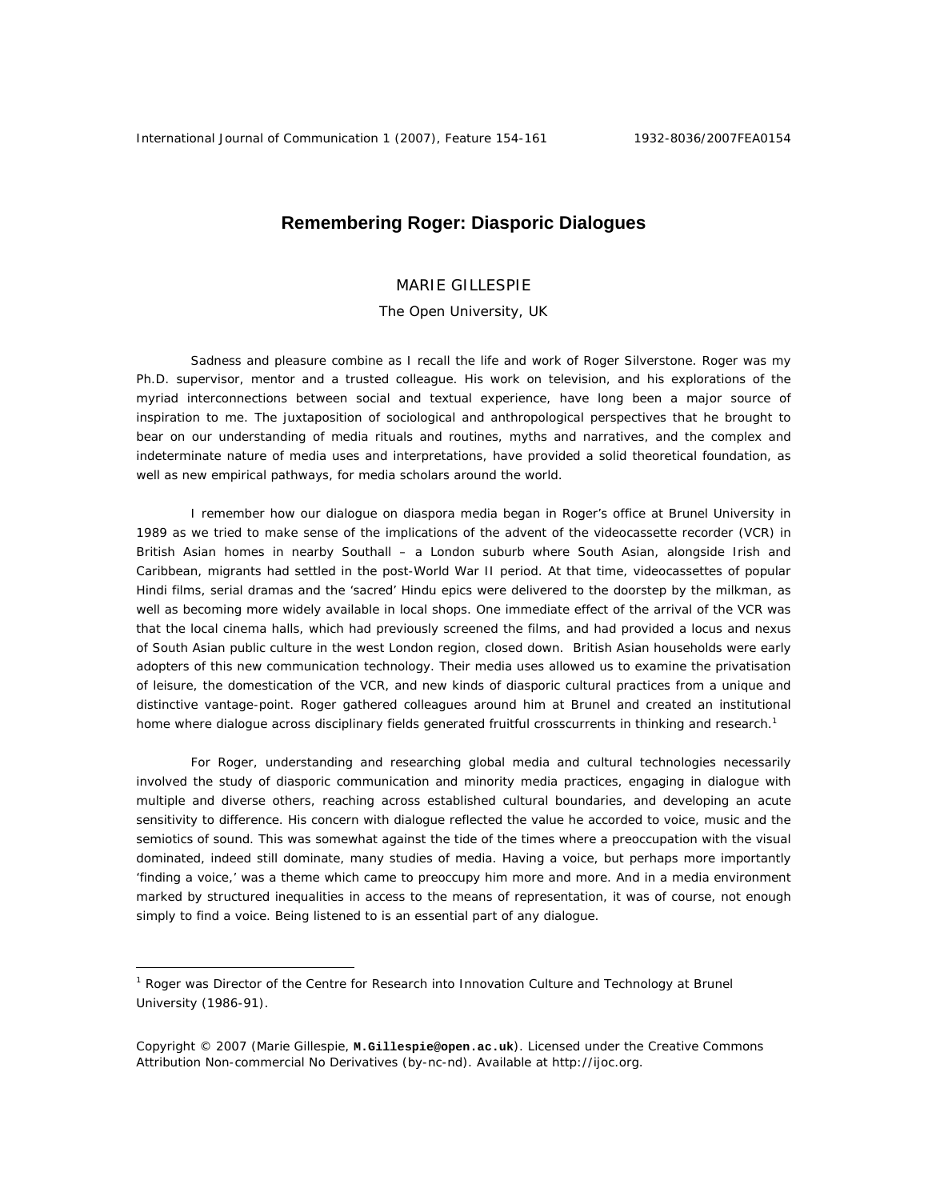# Remembering Roger: Diasporic Dialogues

MARIE GILLESPIE

The Open University, UK

Sadness and pleasure combine as I recall the life and work of Roger Silverstone. Roger was my Ph.D. supervisor, mentor and a trusted colleague. His work on television, and his explorations of the myriad interconnections between social and textual experience, have long been a major source of inspiration to me. The juxtaposition of sociological and anthropological perspectives that he brought to bear on our understanding of media rituals and routines, myths and narratives, and the complex and indeterminate nature of media uses and interpretations, have provided a solid theoretical foundation, as well as new empirical pathways, for media scholars around the world.

I remember how our dialogue on diaspora media began in Roger's office at Brunel University in 1989 as we tried to make sense of the implications of the advent of the videocassette recorder (VCR) in British Asian homes in nearby Southall – a London suburb where South Asian, alongside Irish and Caribbean, migrants had settled in the post-World War II period. At that time, videocassettes of popular Hindi films, serial dramas and the 'sacred' Hindu epics were delivered to the doorstep by the milkman, as well as becoming more widely available in local shops. One immediate effect of the arrival of the VCR was that the local cinema halls, which had previously screened the films, and had provided a locus and nexus of South Asian public culture in the west London region, closed down. British Asian households were early adopters of this new communication technology. Their media uses allowed us to examine the privatisation of leisure, the domestication of the VCR, and new kinds of diasporic cultural practices from a unique and distinctive vantage-point. Roger gathered colleagues around him at Brunel and created an institutional home where dialogue across disciplinary fields generated fruitful crosscurrents in thinking and research.[1]

For Roger, understanding and researching global media and cultural technologies necessarily involved the study of diasporic communication and minority media practices, engaging in dialogue with multiple and diverse others, reaching across established cultural boundaries, and developing an acute sensitivity to difference. His concern with dialogue reflected the value he accorded to voice, music and the semiotics of sound. This was somewhat against the tide of the times where a preoccupation with the visual dominated, indeed still dominate, many studies of media. Having a voice, but perhaps more importantly 'finding a voice,' was a theme which came to preoccupy him more and more. And in a media environment marked by structured inequalities in access to the means of representation, it was of course, not enough simply to find a voice. Being listened to is an essential part of any dialogue.

[1] Roger was Director of the Centre for Research into Innovation Culture and Technology at Brunel University (1986-91).

Copyright © 2007 (Marie Gillespie, **M.Gillespie@open.ac.uk**). Licensed under the Creative Commons Attribution Non-commercial No Derivatives (by-nc-nd). Available at http://ijoc.org.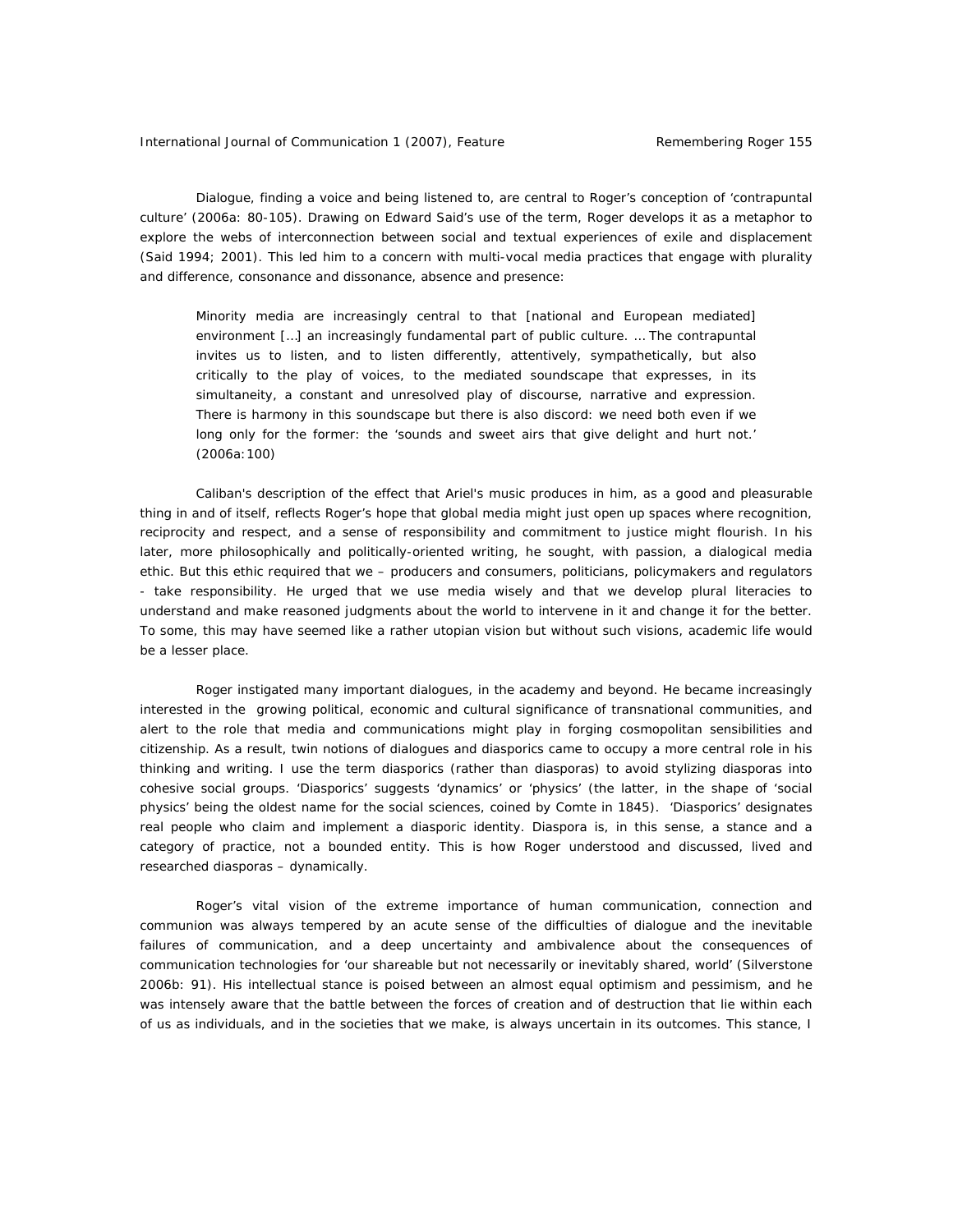Dialogue, finding a voice and being listened to, are central to Roger's conception of 'contrapuntal culture' (2006a: 80-105). Drawing on Edward Said's use of the term, Roger develops it as a metaphor to explore the webs of interconnection between social and textual experiences of exile and displacement (Said 1994; 2001). This led him to a concern with multi-vocal media practices that engage with plurality and difference, consonance and dissonance, absence and presence:

> Minority media are increasingly central to that [national and European mediated] environment […] an increasingly fundamental part of public culture. … The contrapuntal invites us to listen, and to listen differently, attentively, sympathetically, but also critically to the play of voices, to the mediated soundscape that expresses, in its simultaneity, a constant and unresolved play of discourse, narrative and expression. There is harmony in this soundscape but there is also discord: we need both even if we long only for the former: the 'sounds and sweet airs that give delight and hurt not.' (2006a:100)

Caliban's description of the effect that Ariel's music produces in him, as a good and pleasurable thing in and of itself, reflects Roger's hope that global media might just open up spaces where recognition, reciprocity and respect, and a sense of responsibility and commitment to justice might flourish. In his later, more philosophically and politically-oriented writing, he sought, with passion, a dialogical media ethic. But this ethic required that we – producers and consumers, politicians, policymakers and regulators - take responsibility. He urged that we use media wisely and that we develop plural literacies to understand and make reasoned judgments about the world to intervene in it and change it for the better. To some, this may have seemed like a rather utopian vision but without such visions, academic life would be a lesser place.

Roger instigated many important dialogues, in the academy and beyond. He became increasingly interested in the growing political, economic and cultural significance of transnational communities, and alert to the role that media and communications might play in forging cosmopolitan sensibilities and citizenship. As a result, twin notions of dialogues and diasporics came to occupy a more central role in his thinking and writing. I use the term diasporics (rather than diasporas) to avoid stylizing diasporas into cohesive social groups. 'Diasporics' suggests 'dynamics' or 'physics' (the latter, in the shape of 'social physics' being the oldest name for the social sciences, coined by Comte in 1845). 'Diasporics' designates real people who claim and implement a diasporic identity. Diaspora is, in this sense, a stance and a category of practice, not a bounded entity. This is how Roger understood and discussed, lived and researched diasporas – dynamically.

Roger's vital vision of the extreme importance of human communication, connection and communion was always tempered by an acute sense of the difficulties of dialogue and the inevitable failures of communication, and a deep uncertainty and ambivalence about the consequences of communication technologies for 'our shareable but not necessarily or inevitably shared, world' (Silverstone 2006b: 91). His intellectual stance is poised between an almost equal optimism and pessimism, and he was intensely aware that the battle between the forces of creation and of destruction that lie within each of us as individuals, and in the societies that we make, is always uncertain in its outcomes. This stance, I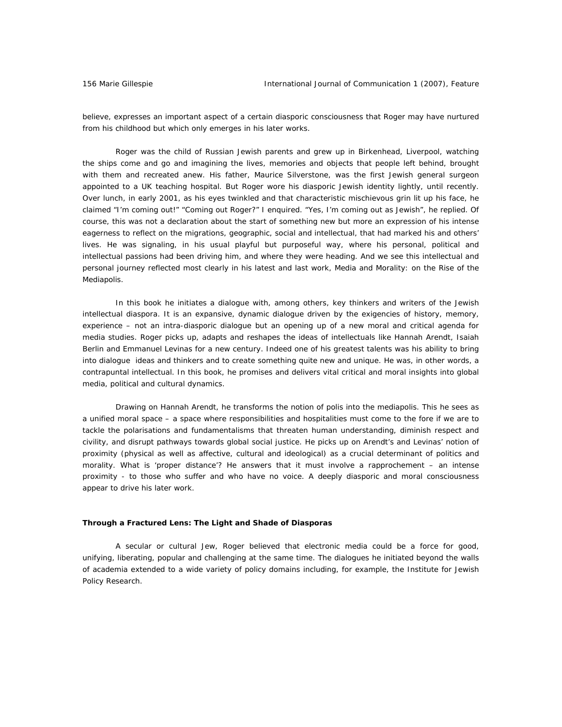believe, expresses an important aspect of a certain diasporic consciousness that Roger may have nurtured from his childhood but which only emerges in his later works.

Roger was the child of Russian Jewish parents and grew up in Birkenhead, Liverpool, watching the ships come and go and imagining the lives, memories and objects that people left behind, brought with them and recreated anew. His father, Maurice Silverstone, was the first Jewish general surgeon appointed to a UK teaching hospital. But Roger wore his diasporic Jewish identity lightly, until recently. Over lunch, in early 2001, as his eyes twinkled and that characteristic mischievous grin lit up his face, he claimed "I'm coming out!" "Coming out Roger?" I enquired. "Yes, I'm coming out as Jewish", he replied. Of course, this was not a declaration about the start of something new but more an expression of his intense eagerness to reflect on the migrations, geographic, social and intellectual, that had marked his and others' lives. He was signaling, in his usual playful but purposeful way, where his personal, political and intellectual passions had been driving him, and where they were heading. And we see this intellectual and personal journey reflected most clearly in his latest and last work, Media and Morality: on the Rise of the Mediapolis.

In this book he initiates a dialogue with, among others, key thinkers and writers of the Jewish intellectual diaspora. It is an expansive, dynamic dialogue driven by the exigencies of history, memory, experience – not an intra-diasporic dialogue but an opening up of a new moral and critical agenda for media studies. Roger picks up, adapts and reshapes the ideas of intellectuals like Hannah Arendt, Isaiah Berlin and Emmanuel Levinas for a new century. Indeed one of his greatest talents was his ability to bring into dialogue ideas and thinkers and to create something quite new and unique. He was, in other words, a contrapuntal intellectual. In this book, he promises and delivers vital critical and moral insights into global media, political and cultural dynamics.

Drawing on Hannah Arendt, he transforms the notion of polis into the mediapolis. This he sees as a unified moral space – a space where responsibilities and hospitalities must come to the fore if we are to tackle the polarisations and fundamentalisms that threaten human understanding, diminish respect and civility, and disrupt pathways towards global social justice. He picks up on Arendt's and Levinas' notion of proximity (physical as well as affective, cultural and ideological) as a crucial determinant of politics and morality. What is 'proper distance'? He answers that it must involve a rapprochement – an intense proximity - to those who suffer and who have no voice. A deeply diasporic and moral consciousness appear to drive his later work.

### Through a Fractured Lens: The Light and Shade of Diasporas

A secular or cultural Jew, Roger believed that electronic media could be a force for good, unifying, liberating, popular and challenging at the same time. The dialogues he initiated beyond the walls of academia extended to a wide variety of policy domains including, for example, the Institute for Jewish Policy Research.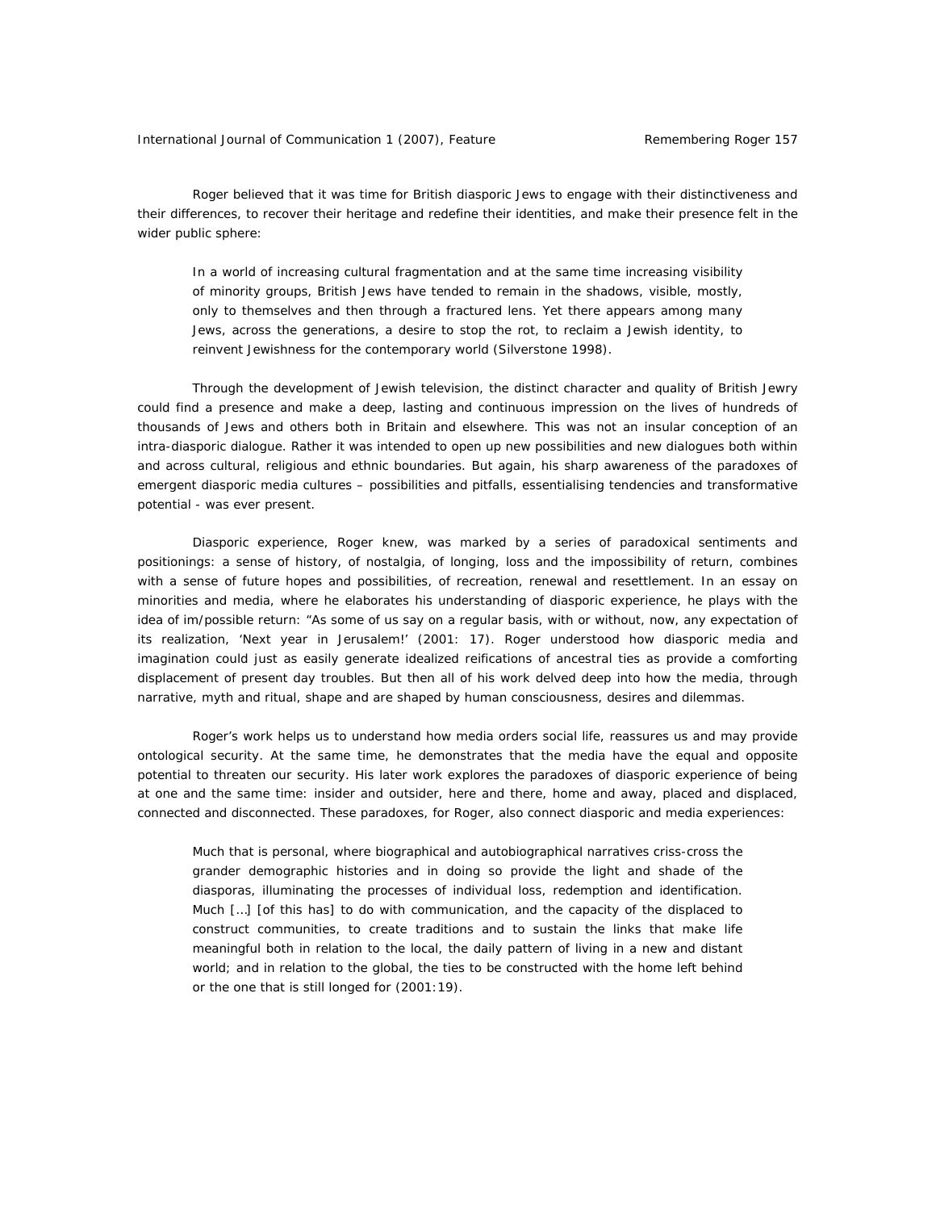Roger believed that it was time for British diasporic Jews to engage with their distinctiveness and their differences, to recover their heritage and redefine their identities, and make their presence felt in the wider public sphere:

> In a world of increasing cultural fragmentation and at the same time increasing visibility of minority groups, British Jews have tended to remain in the shadows, visible, mostly, only to themselves and then through a fractured lens. Yet there appears among many Jews, across the generations, a desire to stop the rot, to reclaim a Jewish identity, to reinvent Jewishness for the contemporary world (Silverstone 1998).

Through the development of Jewish television, the distinct character and quality of British Jewry could find a presence and make a deep, lasting and continuous impression on the lives of hundreds of thousands of Jews and others both in Britain and elsewhere. This was not an insular conception of an intra-diasporic dialogue. Rather it was intended to open up new possibilities and new dialogues both within and across cultural, religious and ethnic boundaries. But again, his sharp awareness of the paradoxes of emergent diasporic media cultures – possibilities and pitfalls, essentialising tendencies and transformative potential - was ever present.

Diasporic experience, Roger knew, was marked by a series of paradoxical sentiments and positionings: a sense of history, of nostalgia, of longing, loss and the impossibility of return, combines with a sense of future hopes and possibilities, of recreation, renewal and resettlement. In an essay on minorities and media, where he elaborates his understanding of diasporic experience, he plays with the idea of im/possible return: "As some of us say on a regular basis, with or without, now, any expectation of its realization, 'Next year in Jerusalem!' (2001: 17). Roger understood how diasporic media and imagination could just as easily generate idealized reifications of ancestral ties as provide a comforting displacement of present day troubles. But then all of his work delved deep into how the media, through narrative, myth and ritual, shape and are shaped by human consciousness, desires and dilemmas.

Roger's work helps us to understand how media orders social life, reassures us and may provide ontological security. At the same time, he demonstrates that the media have the equal and opposite potential to threaten our security. His later work explores the paradoxes of diasporic experience of being at one and the same time: insider and outsider, here and there, home and away, placed and displaced, connected and disconnected. These paradoxes, for Roger, also connect diasporic and media experiences:

> Much that is personal, where biographical and autobiographical narratives criss-cross the grander demographic histories and in doing so provide the light and shade of the diasporas, illuminating the processes of individual loss, redemption and identification. Much […] [of this has] to do with communication, and the capacity of the displaced to construct communities, to create traditions and to sustain the links that make life meaningful both in relation to the local, the daily pattern of living in a new and distant world; and in relation to the global, the ties to be constructed with the home left behind or the one that is still longed for (2001:19).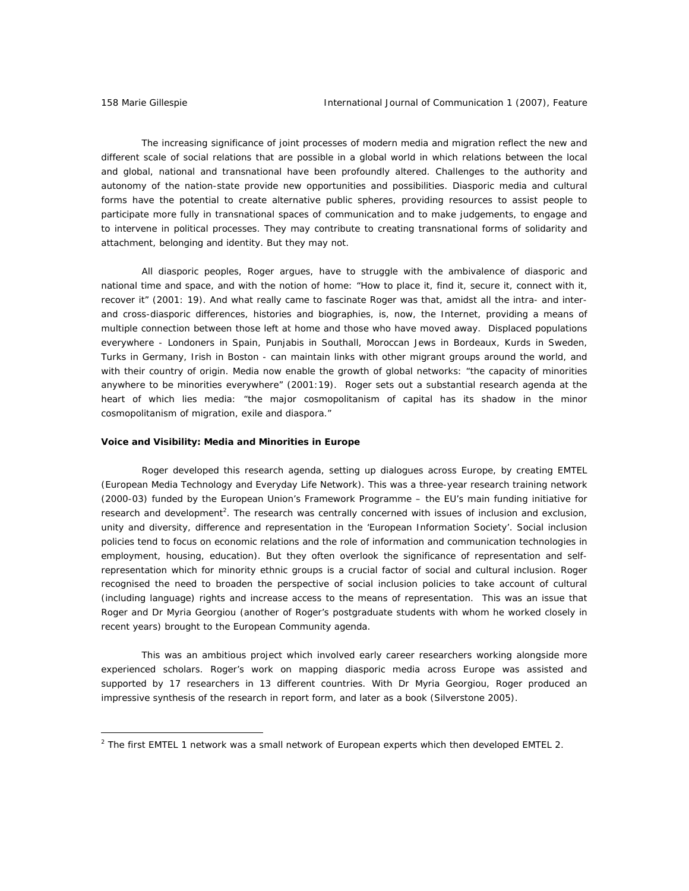The increasing significance of joint processes of modern media and migration reflect the new and different scale of social relations that are possible in a global world in which relations between the local and global, national and transnational have been profoundly altered. Challenges to the authority and autonomy of the nation-state provide new opportunities and possibilities. Diasporic media and cultural forms have the potential to create alternative public spheres, providing resources to assist people to participate more fully in transnational spaces of communication and to make judgements, to engage and to intervene in political processes. They may contribute to creating transnational forms of solidarity and attachment, belonging and identity. But they may not.

All diasporic peoples, Roger argues, have to struggle with the ambivalence of diasporic and national time and space, and with the notion of home: "How to place it, find it, secure it, connect with it, recover it" (2001: 19). And what really came to fascinate Roger was that, amidst all the intra- and inter- and cross-diasporic differences, histories and biographies, is, now, the Internet, providing a means of multiple connection between those left at home and those who have moved away. Displaced populations everywhere - Londoners in Spain, Punjabis in Southall, Moroccan Jews in Bordeaux, Kurds in Sweden, Turks in Germany, Irish in Boston - can maintain links with other migrant groups around the world, and with their country of origin. Media now enable the growth of global networks: "the capacity of minorities anywhere to be minorities everywhere" (2001:19). Roger sets out a substantial research agenda at the heart of which lies media: "the major cosmopolitanism of capital has its shadow in the minor cosmopolitanism of migration, exile and diaspora."

**Voice and Visibility: Media and Minorities in Europe**

Roger developed this research agenda, setting up dialogues across Europe, by creating EMTEL (European Media Technology and Everyday Life Network). This was a three-year research training network (2000-03) funded by the European Union's Framework Programme – the EU's main funding initiative for research and development[2]. The research was centrally concerned with issues of inclusion and exclusion, unity and diversity, difference and representation in the 'European Information Society'. Social inclusion policies tend to focus on economic relations and the role of information and communication technologies in employment, housing, education). But they often overlook the significance of representation and self-representation which for minority ethnic groups is a crucial factor of social and cultural inclusion. Roger recognised the need to broaden the perspective of social inclusion policies to take account of cultural (including language) rights and increase access to the means of representation. This was an issue that Roger and Dr Myria Georgiou (another of Roger's postgraduate students with whom he worked closely in recent years) brought to the European Community agenda.

This was an ambitious project which involved early career researchers working alongside more experienced scholars. Roger's work on mapping diasporic media across Europe was assisted and supported by 17 researchers in 13 different countries. With Dr Myria Georgiou, Roger produced an impressive synthesis of the research in report form, and later as a book (Silverstone 2005).

[2] The first EMTEL 1 network was a small network of European experts which then developed EMTEL 2.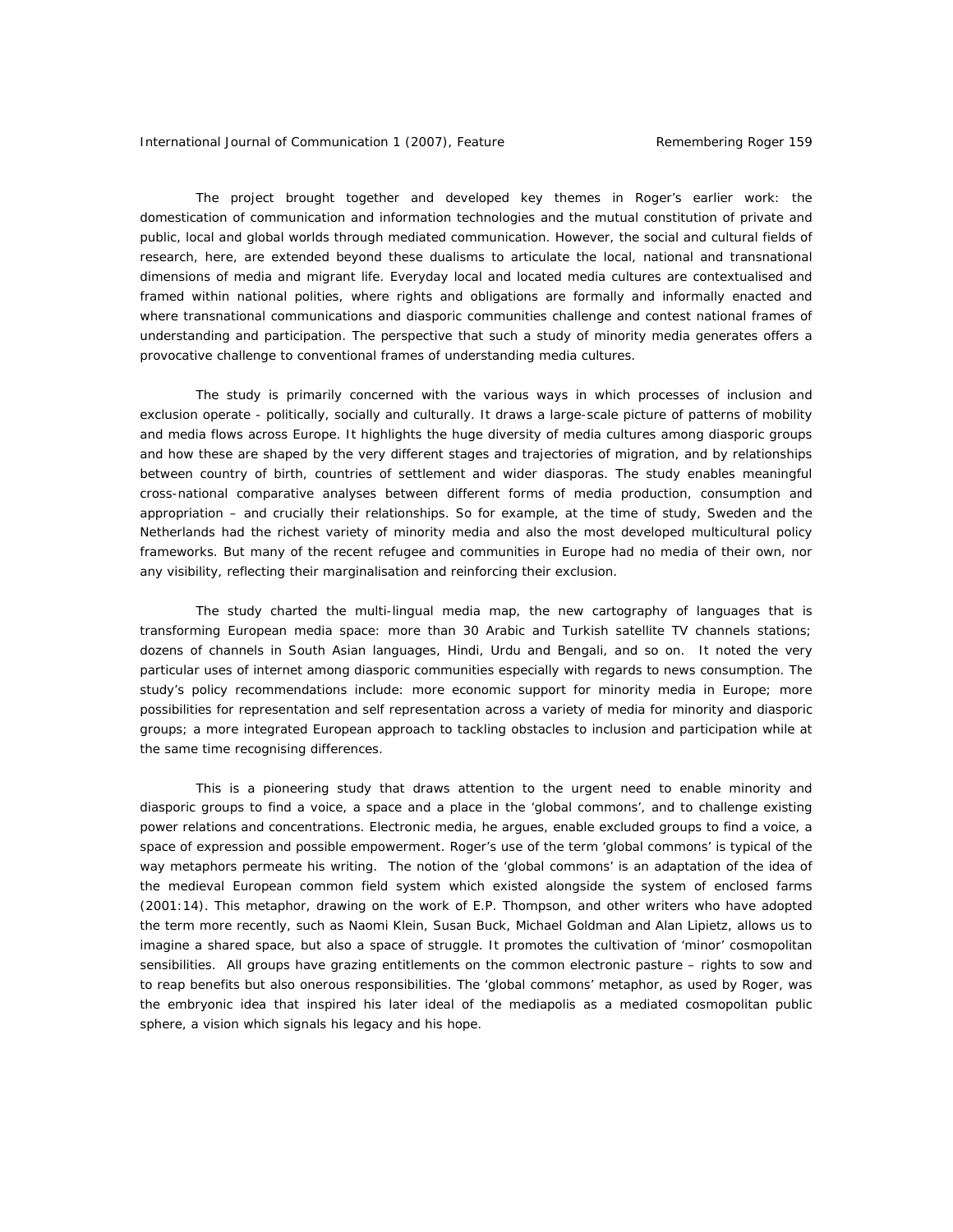The project brought together and developed key themes in Roger's earlier work: the domestication of communication and information technologies and the mutual constitution of private and public, local and global worlds through mediated communication. However, the social and cultural fields of research, here, are extended beyond these dualisms to articulate the local, national and transnational dimensions of media and migrant life. Everyday local and located media cultures are contextualised and framed within national polities, where rights and obligations are formally and informally enacted and where transnational communications and diasporic communities challenge and contest national frames of understanding and participation. The perspective that such a study of minority media generates offers a provocative challenge to conventional frames of understanding media cultures.

The study is primarily concerned with the various ways in which processes of inclusion and exclusion operate - politically, socially and culturally. It draws a large-scale picture of patterns of mobility and media flows across Europe. It highlights the huge diversity of media cultures among diasporic groups and how these are shaped by the very different stages and trajectories of migration, and by relationships between country of birth, countries of settlement and wider diasporas. The study enables meaningful cross-national comparative analyses between different forms of media production, consumption and appropriation – and crucially their relationships. So for example, at the time of study, Sweden and the Netherlands had the richest variety of minority media and also the most developed multicultural policy frameworks. But many of the recent refugee and communities in Europe had no media of their own, nor any visibility, reflecting their marginalisation and reinforcing their exclusion.

The study charted the multi-lingual media map, the new cartography of languages that is transforming European media space: more than 30 Arabic and Turkish satellite TV channels stations; dozens of channels in South Asian languages, Hindi, Urdu and Bengali, and so on. It noted the very particular uses of internet among diasporic communities especially with regards to news consumption. The study's policy recommendations include: more economic support for minority media in Europe; more possibilities for representation and self representation across a variety of media for minority and diasporic groups; a more integrated European approach to tackling obstacles to inclusion and participation while at the same time recognising differences.

This is a pioneering study that draws attention to the urgent need to enable minority and diasporic groups to find a voice, a space and a place in the 'global commons', and to challenge existing power relations and concentrations. Electronic media, he argues, enable excluded groups to find a voice, a space of expression and possible empowerment. Roger's use of the term 'global commons' is typical of the way metaphors permeate his writing. The notion of the 'global commons' is an adaptation of the idea of the medieval European common field system which existed alongside the system of enclosed farms (2001:14). This metaphor, drawing on the work of E.P. Thompson, and other writers who have adopted the term more recently, such as Naomi Klein, Susan Buck, Michael Goldman and Alan Lipietz, allows us to imagine a shared space, but also a space of struggle. It promotes the cultivation of 'minor' cosmopolitan sensibilities. All groups have grazing entitlements on the common electronic pasture – rights to sow and to reap benefits but also onerous responsibilities. The 'global commons' metaphor, as used by Roger, was the embryonic idea that inspired his later ideal of the mediapolis as a mediated cosmopolitan public sphere, a vision which signals his legacy and his hope.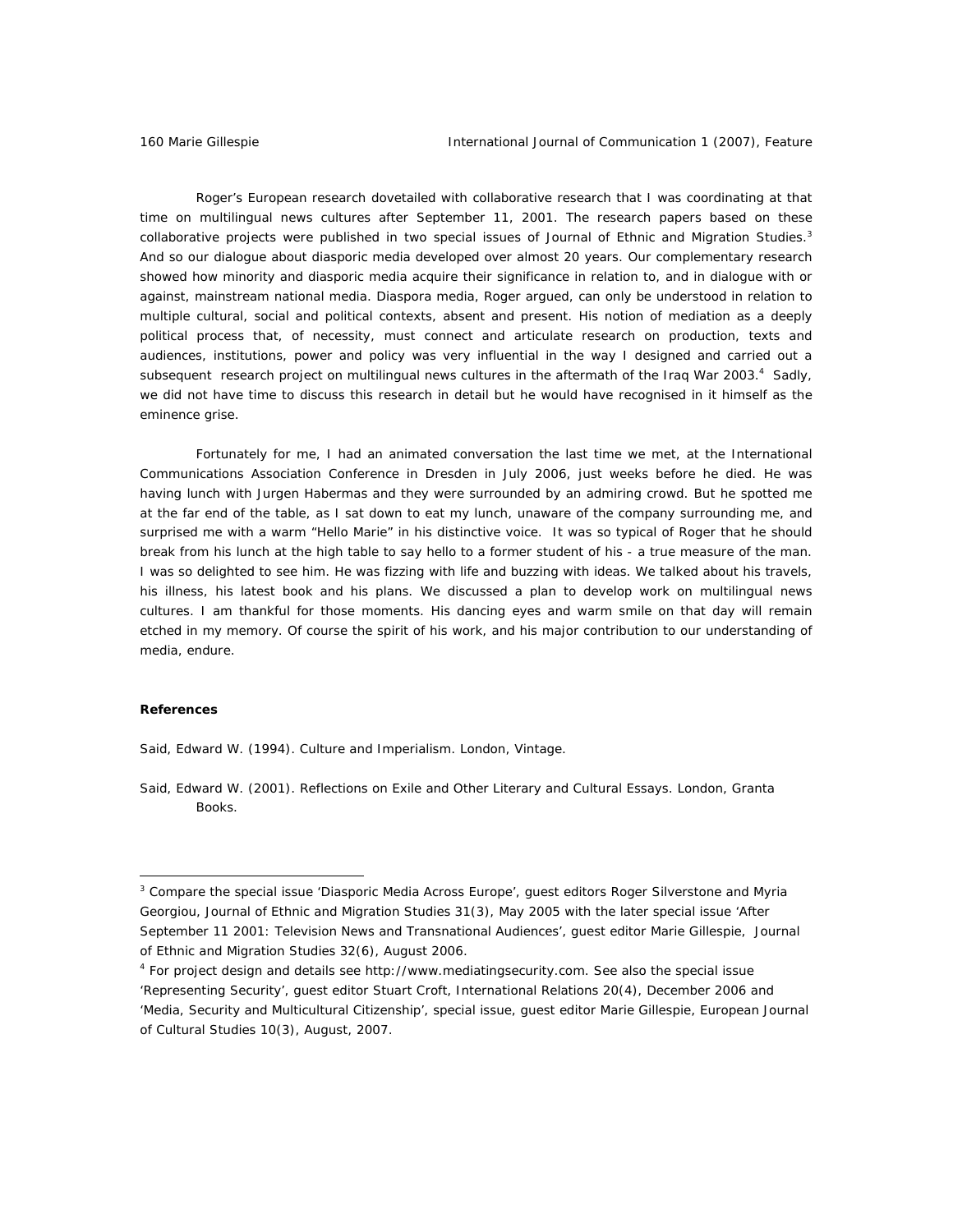Roger's European research dovetailed with collaborative research that I was coordinating at that time on multilingual news cultures after September 11, 2001. The research papers based on these collaborative projects were published in two special issues of Journal of Ethnic and Migration Studies.[3] And so our dialogue about diasporic media developed over almost 20 years. Our complementary research showed how minority and diasporic media acquire their significance in relation to, and in dialogue with or against, mainstream national media. Diaspora media, Roger argued, can only be understood in relation to multiple cultural, social and political contexts, absent and present. His notion of mediation as a deeply political process that, of necessity, must connect and articulate research on production, texts and audiences, institutions, power and policy was very influential in the way I designed and carried out a subsequent research project on multilingual news cultures in the aftermath of the Iraq War 2003.[4] Sadly, we did not have time to discuss this research in detail but he would have recognised in it himself as the eminence grise.

Fortunately for me, I had an animated conversation the last time we met, at the International Communications Association Conference in Dresden in July 2006, just weeks before he died. He was having lunch with Jurgen Habermas and they were surrounded by an admiring crowd. But he spotted me at the far end of the table, as I sat down to eat my lunch, unaware of the company surrounding me, and surprised me with a warm "Hello Marie" in his distinctive voice. It was so typical of Roger that he should break from his lunch at the high table to say hello to a former student of his - a true measure of the man. I was so delighted to see him. He was fizzing with life and buzzing with ideas. We talked about his travels, his illness, his latest book and his plans. We discussed a plan to develop work on multilingual news cultures. I am thankful for those moments. His dancing eyes and warm smile on that day will remain etched in my memory. Of course the spirit of his work, and his major contribution to our understanding of media, endure.

**References**

Said, Edward W. (1994). Culture and Imperialism. London, Vintage.

Said, Edward W. (2001). Reflections on Exile and Other Literary and Cultural Essays. London, Granta Books.

---

[3] Compare the special issue 'Diasporic Media Across Europe', guest editors Roger Silverstone and Myria Georgiou, Journal of Ethnic and Migration Studies 31(3), May 2005 with the later special issue 'After September 11 2001: Television News and Transnational Audiences', guest editor Marie Gillespie, Journal of Ethnic and Migration Studies 32(6), August 2006.

[4] For project design and details see http://www.mediatingsecurity.com. See also the special issue 'Representing Security', guest editor Stuart Croft, International Relations 20(4), December 2006 and 'Media, Security and Multicultural Citizenship', special issue, guest editor Marie Gillespie, European Journal of Cultural Studies 10(3), August, 2007.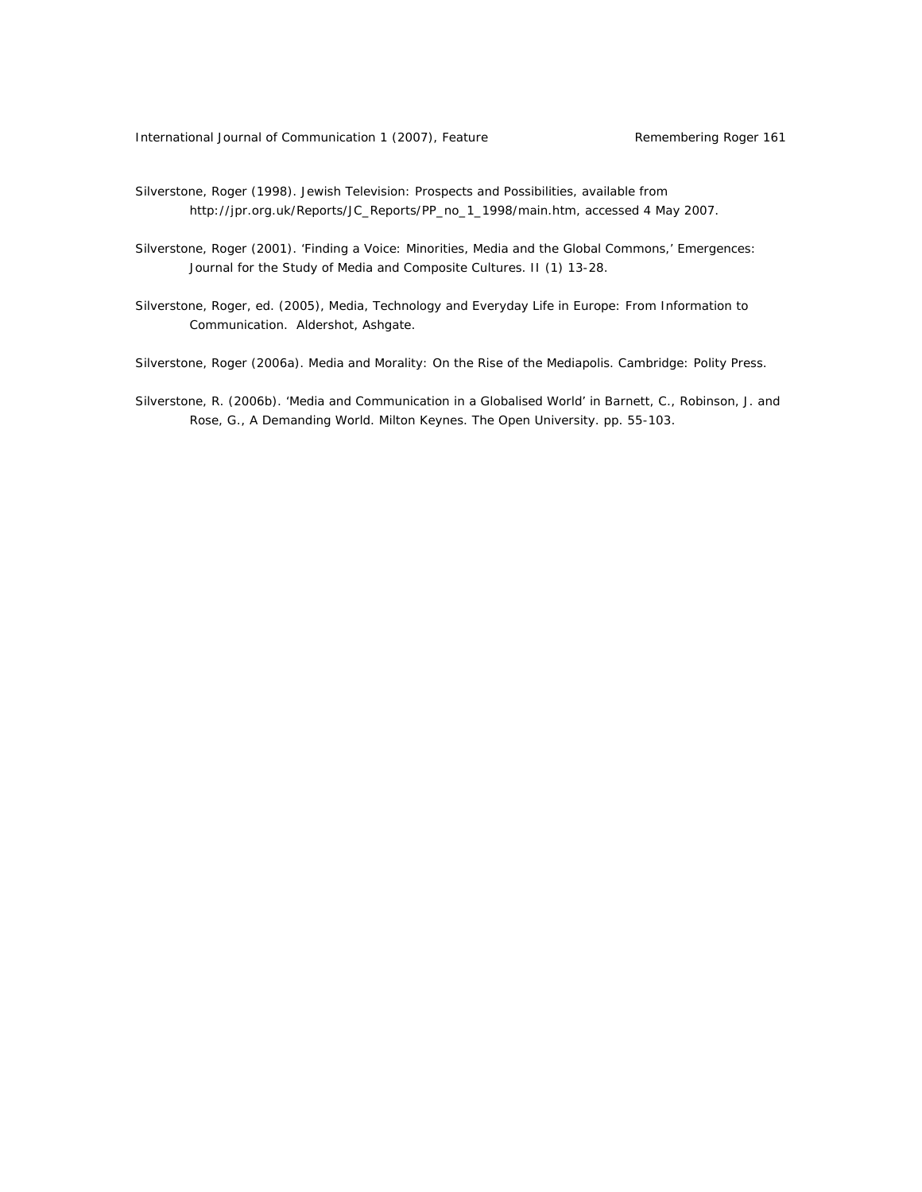Silverstone, Roger (1998). Jewish Television: Prospects and Possibilities, available from http://jpr.org.uk/Reports/JC_Reports/PP_no_1_1998/main.htm, accessed 4 May 2007.

Silverstone, Roger (2001). 'Finding a Voice: Minorities, Media and the Global Commons,' Emergences: Journal for the Study of Media and Composite Cultures. II (1) 13-28.

Silverstone, Roger, ed. (2005), Media, Technology and Everyday Life in Europe: From Information to Communication. Aldershot, Ashgate.

Silverstone, Roger (2006a). Media and Morality: On the Rise of the Mediapolis. Cambridge: Polity Press.

Silverstone, R. (2006b). 'Media and Communication in a Globalised World' in Barnett, C., Robinson, J. and Rose, G., A Demanding World. Milton Keynes. The Open University. pp. 55-103.